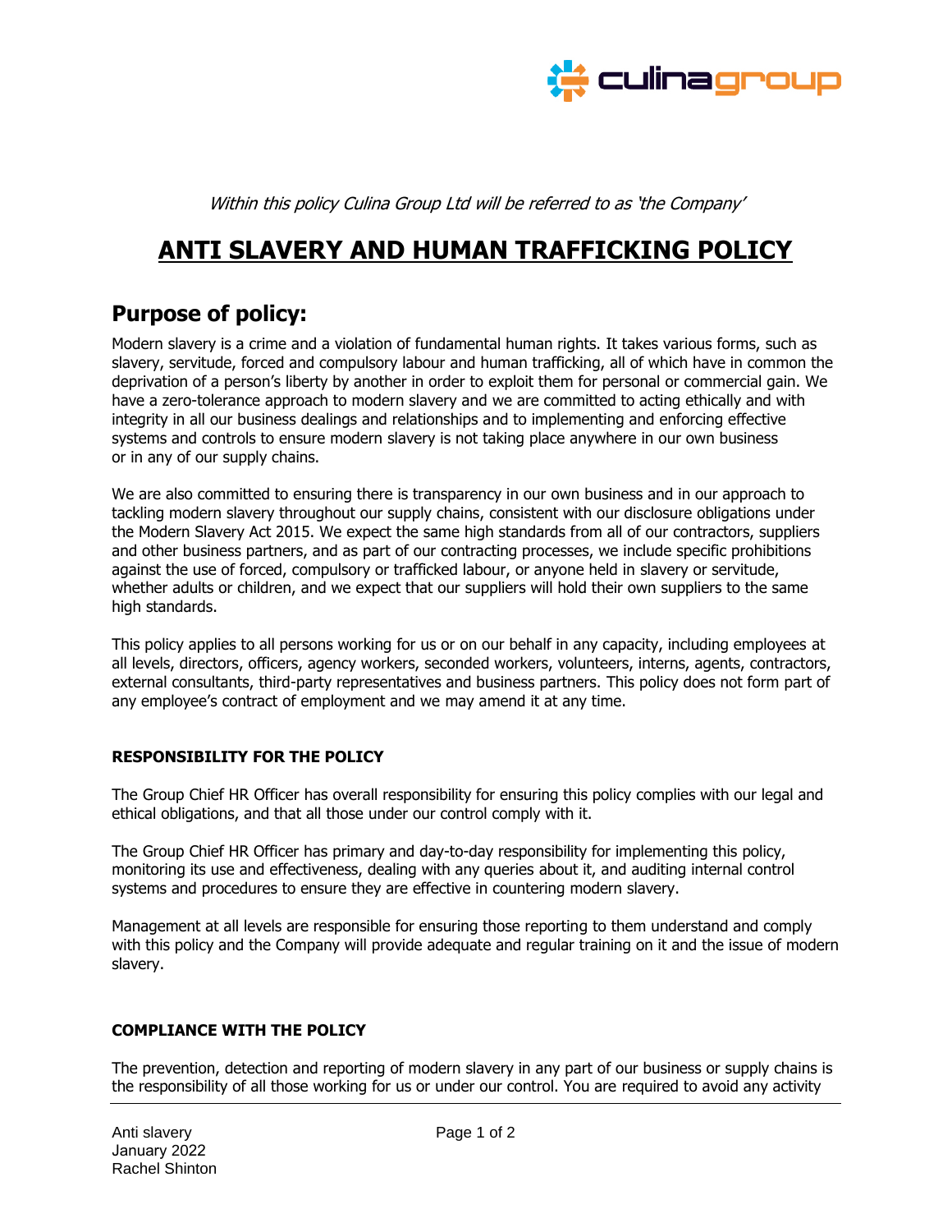*Within this policy Culina Group Ltd will be referred to as 'the Company'*

# ANTI SLAVERY AND HUMAN TRAFFICKING POLICY

## Purpose of policy:

Modern slavery is a crime and a violation of fundamental human rights. It takes various forms, such as slavery, servitude, forced and compulsory labour and human trafficking, all of which have in common the deprivation of a person's liberty by another in order to exploit them for personal or commercial gain. We have a zero-tolerance approach to modern slavery and we are committed to acting ethically and with integrity in all our business dealings and relationships and to implementing and enforcing effective systems and controls to ensure modern slavery is not taking place anywhere in our own business or in any of our supply chains.

We are also committed to ensuring there is transparency in our own business and in our approach to tackling modern slavery throughout our supply chains, consistent with our disclosure obligations under the Modern Slavery Act 2015. We expect the same high standards from all of our contractors, suppliers and other business partners, and as part of our contracting processes, we include specific prohibitions against the use of forced, compulsory or trafficked labour, or anyone held in slavery or servitude, whether adults or children, and we expect that our suppliers will hold their own suppliers to the same high standards.

This policy applies to all persons working for us or on our behalf in any capacity, including employees at all levels, directors, officers, agency workers, seconded workers, volunteers, interns, agents, contractors, external consultants, third-party representatives and business partners. This policy does not form part of any employee's contract of employment and we may amend it at any time.

### RESPONSIBILITY FOR THE POLICY

The Group Chief HR Officer has overall responsibility for ensuring this policy complies with our legal and ethical obligations, and that all those under our control comply with it.

The Group Chief HR Officer has primary and day-to-day responsibility for implementing this policy, monitoring its use and effectiveness, dealing with any queries about it, and auditing internal control systems and procedures to ensure they are effective in countering modern slavery.

Management at all levels are responsible for ensuring those reporting to them understand and comply with this policy and the Company will provide adequate and regular training on it and the issue of modern slavery.

### COMPLIANCE WITH THE POLICY

The prevention, detection and reporting of modern slavery in any part of our business or supply chains is the responsibility of all those working for us or under our control. You are required to avoid any activity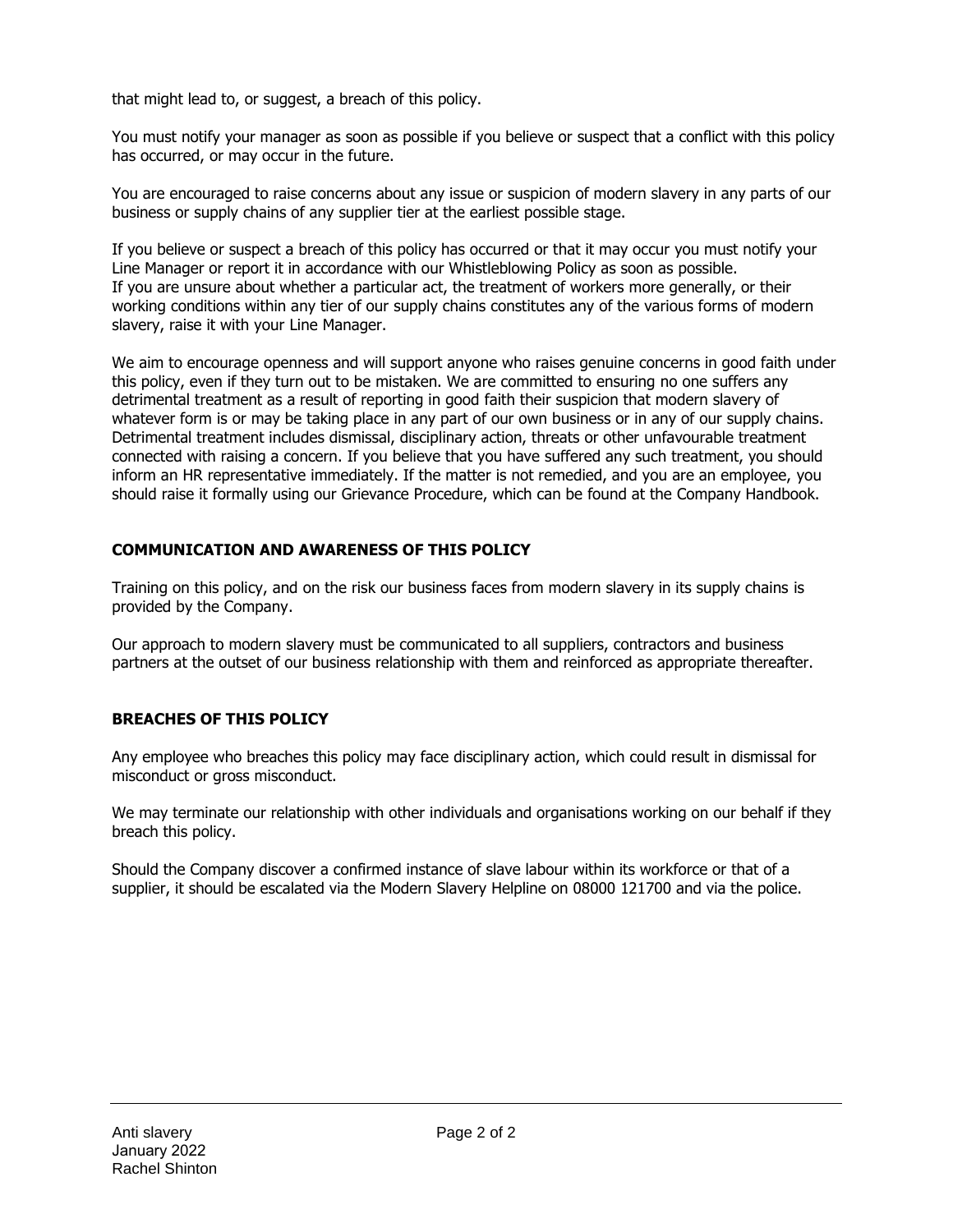that might lead to, or suggest, a breach of this policy.

You must notify your manager as soon as possible if you believe or suspect that a conflict with this policy has occurred, or may occur in the future.

You are encouraged to raise concerns about any issue or suspicion of modern slavery in any parts of our business or supply chains of any supplier tier at the earliest possible stage.

If you believe or suspect a breach of this policy has occurred or that it may occur you must notify your Line Manager or report it in accordance with our Whistleblowing Policy as soon as possible.
If you are unsure about whether a particular act, the treatment of workers more generally, or their working conditions within any tier of our supply chains constitutes any of the various forms of modern slavery, raise it with your Line Manager.

We aim to encourage openness and will support anyone who raises genuine concerns in good faith under this policy, even if they turn out to be mistaken. We are committed to ensuring no one suffers any detrimental treatment as a result of reporting in good faith their suspicion that modern slavery of whatever form is or may be taking place in any part of our own business or in any of our supply chains. Detrimental treatment includes dismissal, disciplinary action, threats or other unfavourable treatment connected with raising a concern. If you believe that you have suffered any such treatment, you should inform an HR representative immediately. If the matter is not remedied, and you are an employee, you should raise it formally using our Grievance Procedure, which can be found at the Company Handbook.

## COMMUNICATION AND AWARENESS OF THIS POLICY

Training on this policy, and on the risk our business faces from modern slavery in its supply chains is provided by the Company.

Our approach to modern slavery must be communicated to all suppliers, contractors and business partners at the outset of our business relationship with them and reinforced as appropriate thereafter.

## BREACHES OF THIS POLICY

Any employee who breaches this policy may face disciplinary action, which could result in dismissal for misconduct or gross misconduct.

We may terminate our relationship with other individuals and organisations working on our behalf if they breach this policy.

Should the Company discover a confirmed instance of slave labour within its workforce or that of a supplier, it should be escalated via the Modern Slavery Helpline on 08000 121700 and via the police.